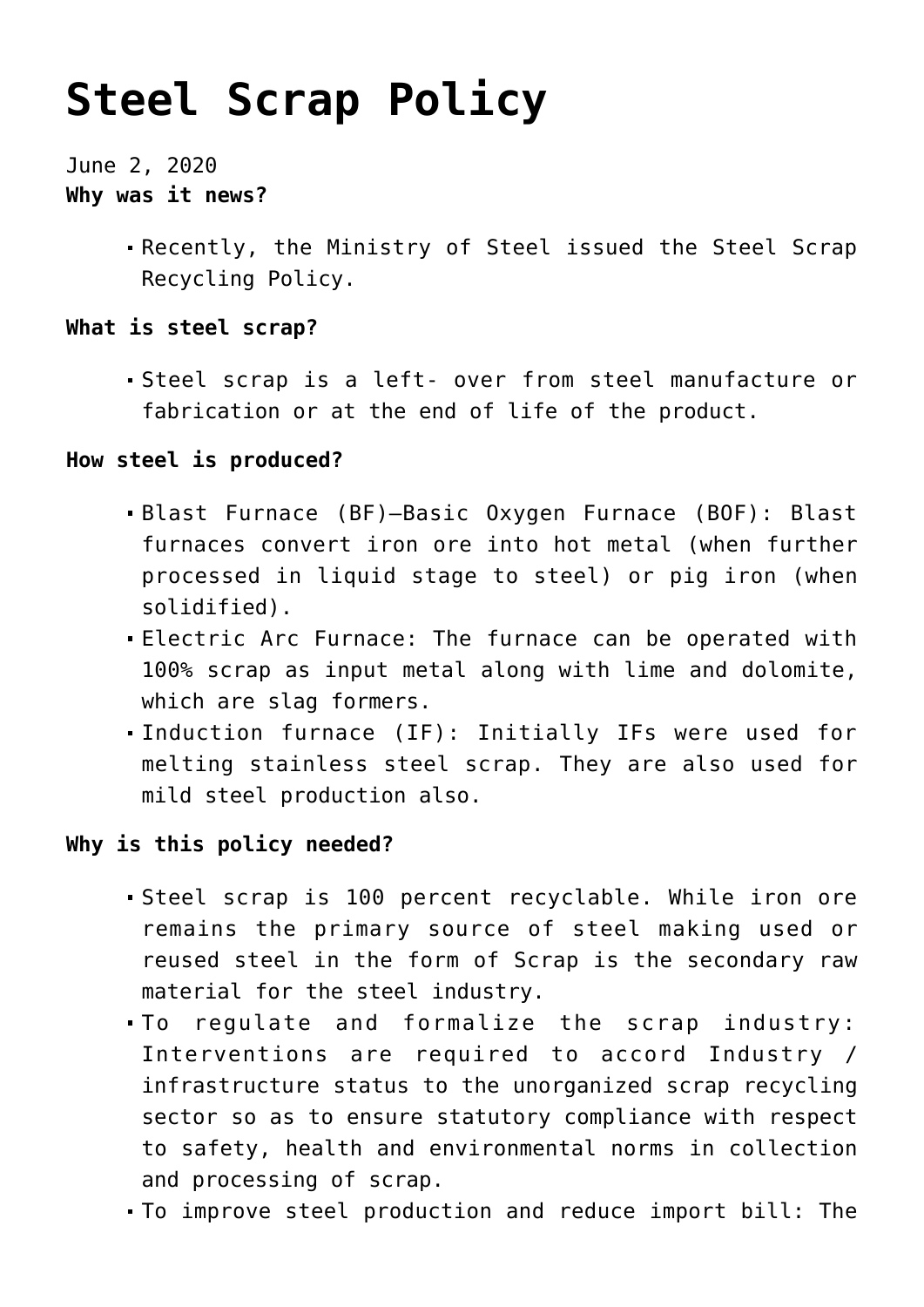# Steel Scrap Policy

June 2, 2020

**Why was it news?**

- Recently, the Ministry of Steel issued the Steel Scrap Recycling Policy.

**What is steel scrap?**

- Steel scrap is a left- over from steel manufacture or fabrication or at the end of life of the product.

**How steel is produced?**

- Blast Furnace (BF)–Basic Oxygen Furnace (BOF): Blast furnaces convert iron ore into hot metal (when further processed in liquid stage to steel) or pig iron (when solidified).
- Electric Arc Furnace: The furnace can be operated with 100% scrap as input metal along with lime and dolomite, which are slag formers.
- Induction furnace (IF): Initially IFs were used for melting stainless steel scrap. They are also used for mild steel production also.

**Why is this policy needed?**

- Steel scrap is 100 percent recyclable. While iron ore remains the primary source of steel making used or reused steel in the form of Scrap is the secondary raw material for the steel industry.
- To regulate and formalize the scrap industry: Interventions are required to accord Industry / infrastructure status to the unorganized scrap recycling sector so as to ensure statutory compliance with respect to safety, health and environmental norms in collection and processing of scrap.
- To improve steel production and reduce import bill: The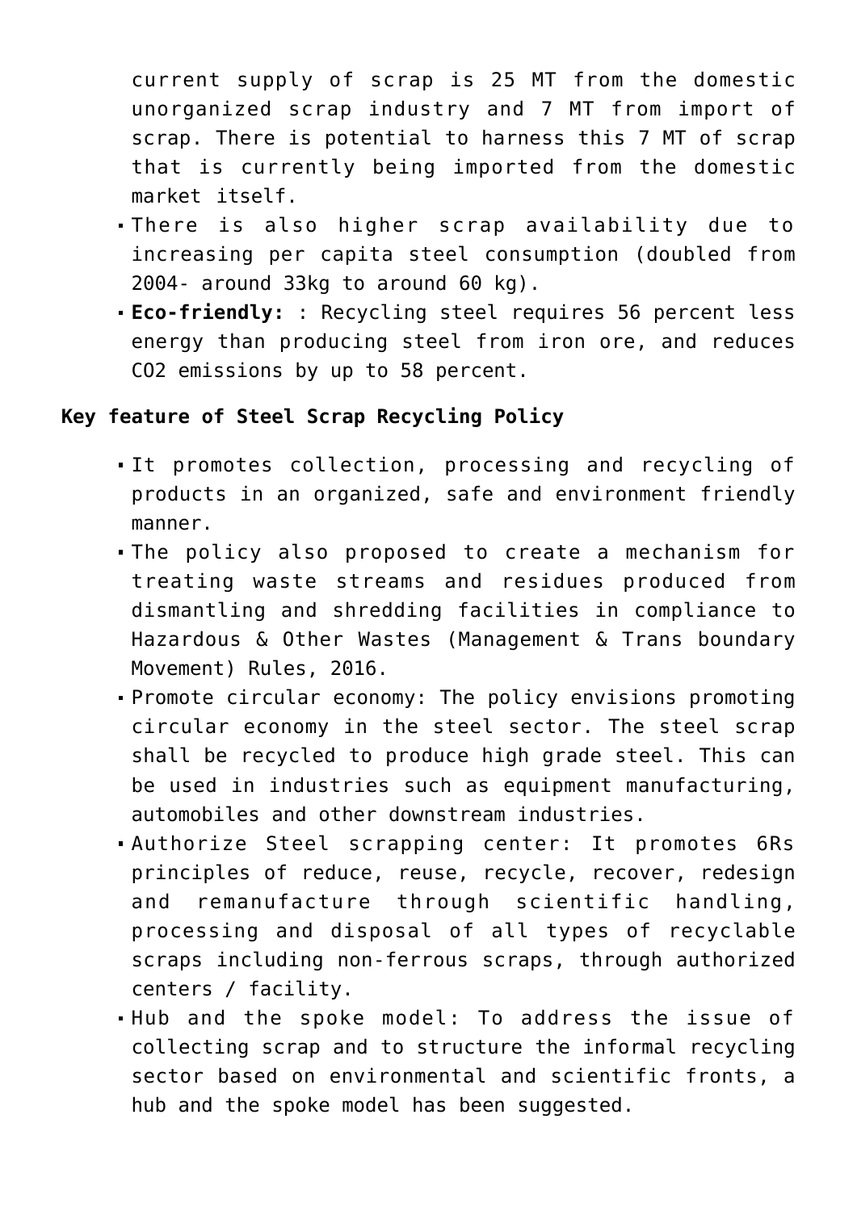current supply of scrap is 25 MT from the domestic unorganized scrap industry and 7 MT from import of scrap. There is potential to harness this 7 MT of scrap that is currently being imported from the domestic market itself.

- There is also higher scrap availability due to increasing per capita steel consumption (doubled from 2004- around 33kg to around 60 kg).
- **Eco-friendly:** : Recycling steel requires 56 percent less energy than producing steel from iron ore, and reduces $CO_2$ emissions by up to 58 percent.

**Key feature of Steel Scrap Recycling Policy**

- It promotes collection, processing and recycling of products in an organized, safe and environment friendly manner.
- The policy also proposed to create a mechanism for treating waste streams and residues produced from dismantling and shredding facilities in compliance to Hazardous & Other Wastes (Management & Trans boundary Movement) Rules, 2016.
- Promote circular economy: The policy envisions promoting circular economy in the steel sector. The steel scrap shall be recycled to produce high grade steel. This can be used in industries such as equipment manufacturing, automobiles and other downstream industries.
- Authorize Steel scrapping center: It promotes 6Rs principles of reduce, reuse, recycle, recover, redesign and remanufacture through scientific handling, processing and disposal of all types of recyclable scraps including non-ferrous scraps, through authorized centers / facility.
- Hub and the spoke model: To address the issue of collecting scrap and to structure the informal recycling sector based on environmental and scientific fronts, a hub and the spoke model has been suggested.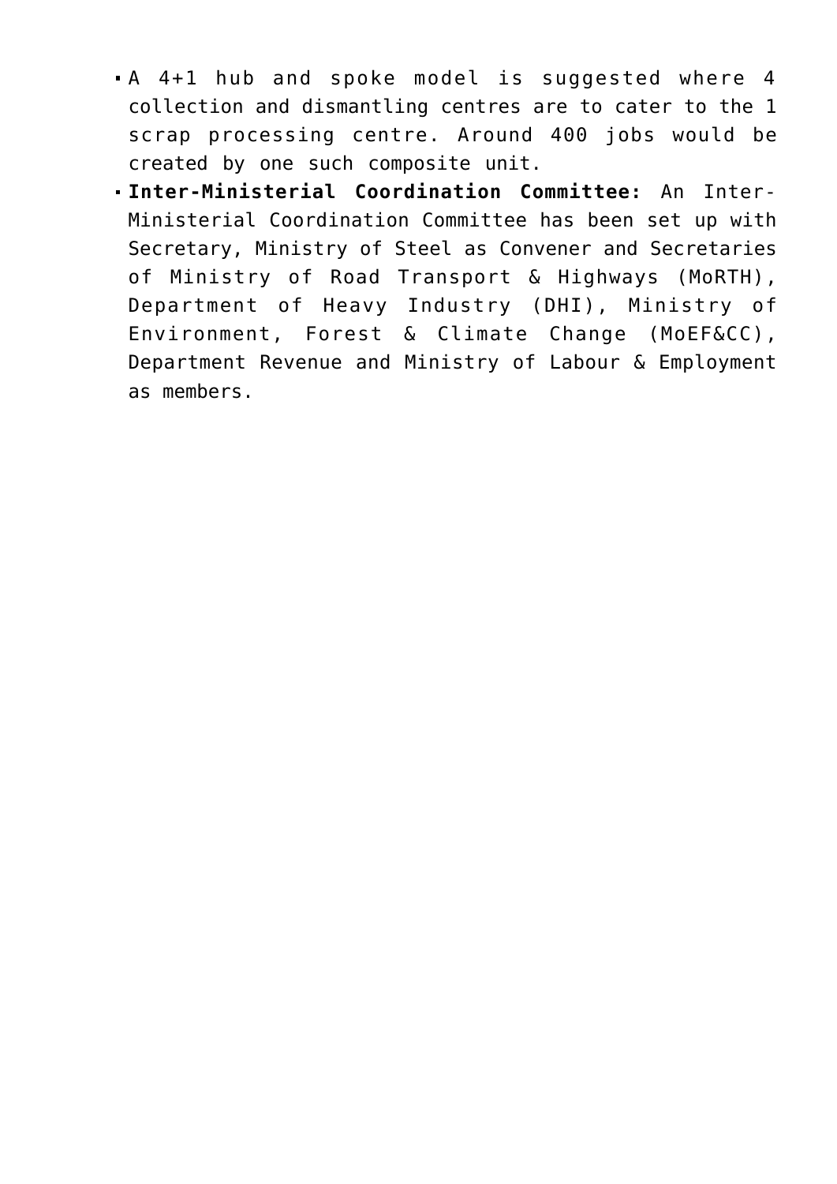- A 4+1 hub and spoke model is suggested where 4 collection and dismantling centres are to cater to the 1 scrap processing centre. Around 400 jobs would be created by one such composite unit.
- **Inter-Ministerial Coordination Committee:** An Inter-Ministerial Coordination Committee has been set up with Secretary, Ministry of Steel as Convener and Secretaries of Ministry of Road Transport & Highways (MoRTH), Department of Heavy Industry (DHI), Ministry of Environment, Forest & Climate Change (MoEF&CC), Department Revenue and Ministry of Labour & Employment as members.